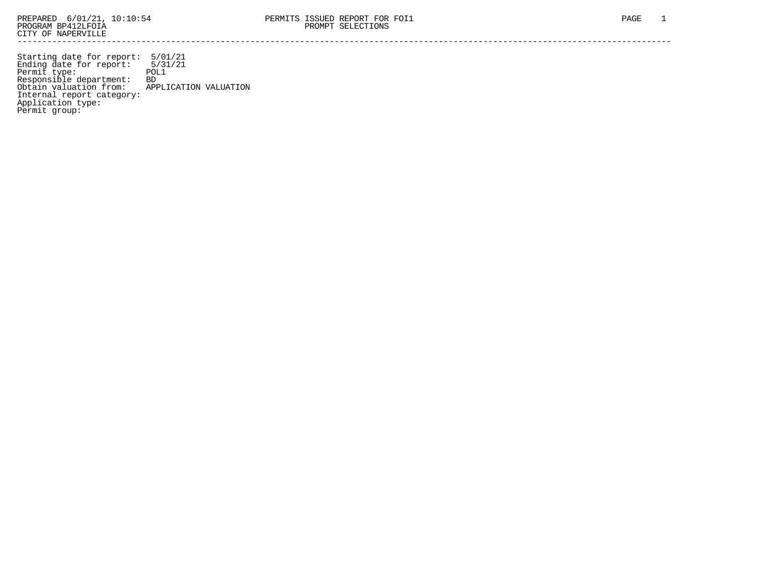PREPARED 6/01/21, 10:10:54
PROGRAM BP412LFOIA
CITY OF NAPERVILLE

PERMITS ISSUED REPORT FOR FOI1
PROMPT SELECTIONS

---

```
Starting date for report:  5/01/21
Ending date for report:    5/31/21
Permit type:               POL1
Responsible department:    BD
Obtain valuation from:     APPLICATION VALUATION
Internal report category:
Application type:
Permit group:
```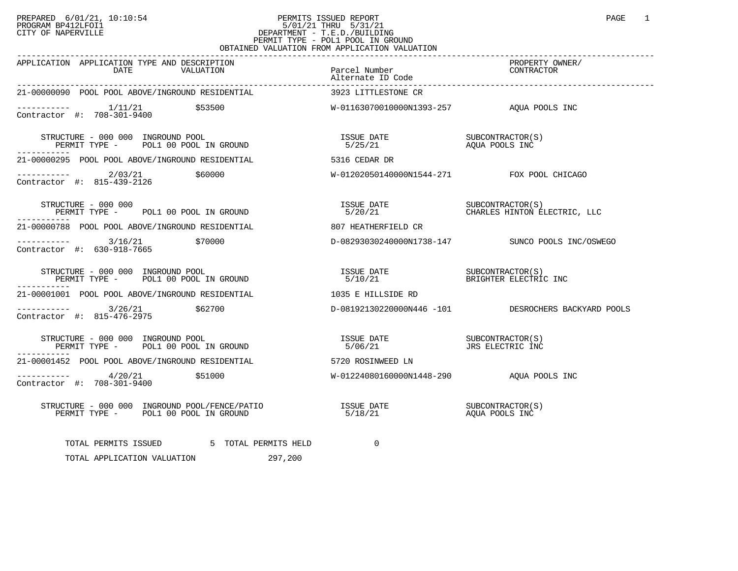PREPARED 6/01/21, 10:10:54
PROGRAM BP412LFOI1
CITY OF NAPERVILLE

# PERMITS ISSUED REPORT

5/01/21 THRU 5/31/21
DEPARTMENT - T.E.D./BUILDING
PERMIT TYPE - POL1 POOL IN GROUND
OBTAINED VALUATION FROM APPLICATION VALUATION

| APPLICATION | APPLICATION TYPE AND DESCRIPTION / DATE | VALUATION | Parcel Number / Alternate ID Code | PROPERTY OWNER/ CONTRACTOR |
|---|---|---|---|---|
| 21-00000090 | POOL POOL ABOVE/INGROUND RESIDENTIAL | | 3923 LITTLESTONE CR | |
| Contractor #: 708-301-9400 | 1/11/21 | $53500 | W-01163070010000N1393-257 | AQUA POOLS INC |
| | STRUCTURE - 000 000 INGROUND POOL / PERMIT TYPE - POL1 00 POOL IN GROUND | | ISSUE DATE 5/25/21 | SUBCONTRACTOR(S) AQUA POOLS INC |
| 21-00000295 | POOL POOL ABOVE/INGROUND RESIDENTIAL | | 5316 CEDAR DR | |
| Contractor #: 815-439-2126 | 2/03/21 | $60000 | W-01202050140000N1544-271 | FOX POOL CHICAGO |
| | STRUCTURE - 000 000 / PERMIT TYPE - POL1 00 POOL IN GROUND | | ISSUE DATE 5/20/21 | SUBCONTRACTOR(S) CHARLES HINTON ELECTRIC, LLC |
| 21-00000788 | POOL POOL ABOVE/INGROUND RESIDENTIAL | | 807 HEATHERFIELD CR | |
| Contractor #: 630-918-7665 | 3/16/21 | $70000 | D-08293030240000N1738-147 | SUNCO POOLS INC/OSWEGO |
| | STRUCTURE - 000 000 INGROUND POOL / PERMIT TYPE - POL1 00 POOL IN GROUND | | ISSUE DATE 5/10/21 | SUBCONTRACTOR(S) BRIGHTER ELECTRIC INC |
| 21-00001001 | POOL POOL ABOVE/INGROUND RESIDENTIAL | | 1035 E HILLSIDE RD | |
| Contractor #: 815-476-2975 | 3/26/21 | $62700 | D-08192130220000N446 -101 | DESROCHERS BACKYARD POOLS |
| | STRUCTURE - 000 000 INGROUND POOL / PERMIT TYPE - POL1 00 POOL IN GROUND | | ISSUE DATE 5/06/21 | SUBCONTRACTOR(S) JRS ELECTRIC INC |
| 21-00001452 | POOL POOL ABOVE/INGROUND RESIDENTIAL | | 5720 ROSINWEED LN | |
| Contractor #: 708-301-9400 | 4/20/21 | $51000 | W-01224080160000N1448-290 | AQUA POOLS INC |
| | STRUCTURE - 000 000 INGROUND POOL/FENCE/PATIO / PERMIT TYPE - POL1 00 POOL IN GROUND | | ISSUE DATE 5/18/21 | SUBCONTRACTOR(S) AQUA POOLS INC |

TOTAL PERMITS ISSUED 5 TOTAL PERMITS HELD 0

TOTAL APPLICATION VALUATION 297,200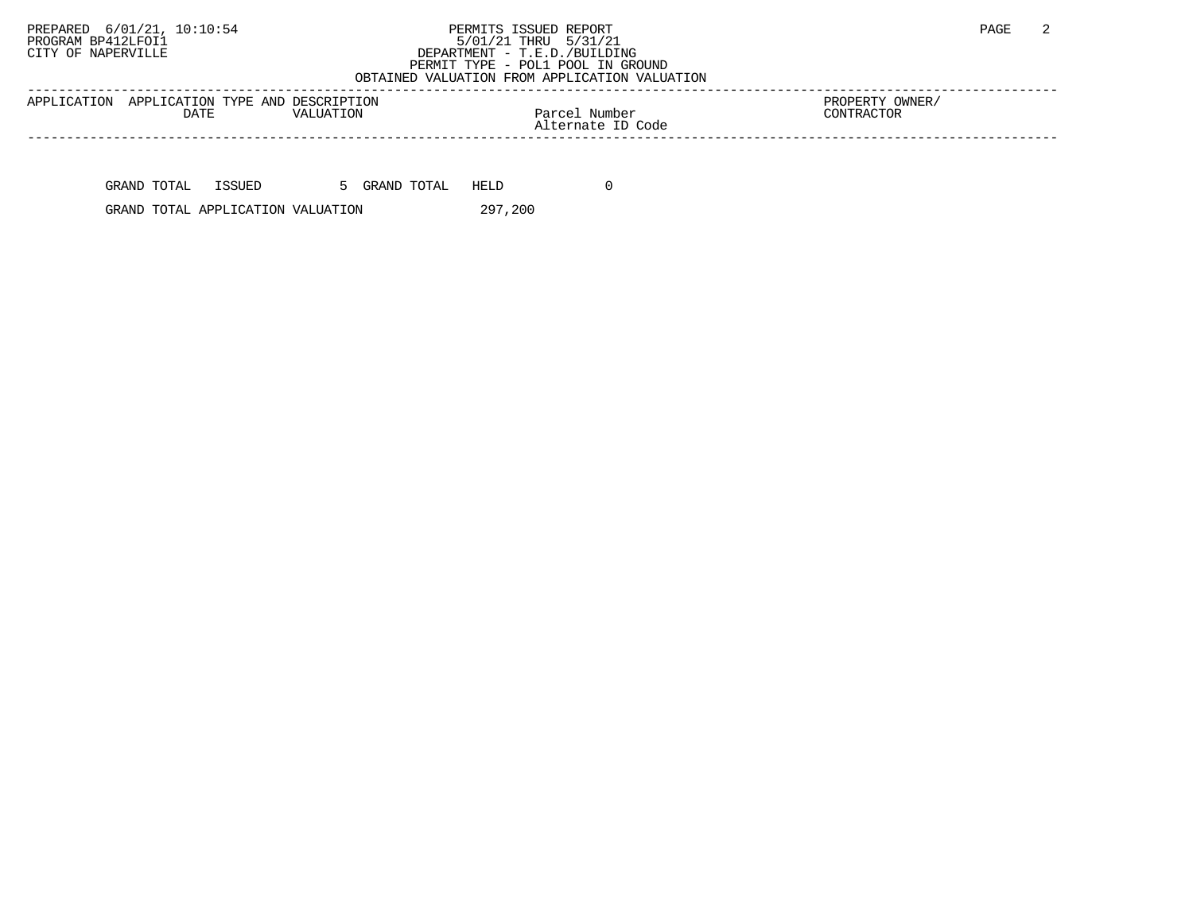PREPARED 6/01/21, 10:10:54
PROGRAM BP412LFOI1
CITY OF NAPERVILLE

PERMITS ISSUED REPORT
5/01/21 THRU 5/31/21
DEPARTMENT - T.E.D./BUILDING
PERMIT TYPE - POL1 POOL IN GROUND
OBTAINED VALUATION FROM APPLICATION VALUATION

| APPLICATION | APPLICATION TYPE AND DESCRIPTION DATE | VALUATION | Parcel Number Alternate ID Code | PROPERTY OWNER/ CONTRACTOR |
|---|---|---|---|---|

GRAND TOTAL ISSUED 5 GRAND TOTAL HELD 0

GRAND TOTAL APPLICATION VALUATION 297,200